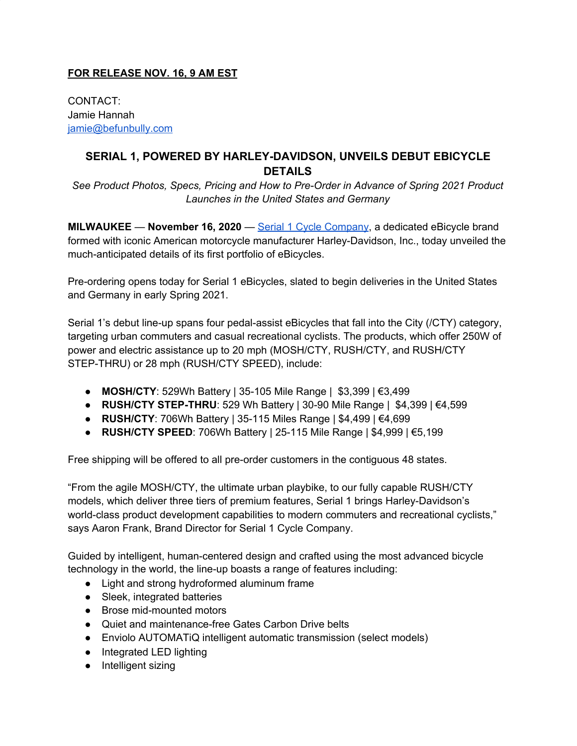**FOR RELEASE NOV. 16, 9 AM EST**

CONTACT:
Jamie Hannah
[jamie@befunbully.com](mailto:jamie@befunbully.com)

# SERIAL 1, POWERED BY HARLEY-DAVIDSON, UNVEILS DEBUT EBICYCLE DETAILS

*See Product Photos, Specs, Pricing and How to Pre-Order in Advance of Spring 2021 Product Launches in the United States and Germany*

**MILWAUKEE** — **November 16, 2020** — [Serial 1 Cycle Company](), a dedicated eBicycle brand formed with iconic American motorcycle manufacturer Harley-Davidson, Inc., today unveiled the much-anticipated details of its first portfolio of eBicycles.

Pre-ordering opens today for Serial 1 eBicycles, slated to begin deliveries in the United States and Germany in early Spring 2021.

Serial 1's debut line-up spans four pedal-assist eBicycles that fall into the City (/CTY) category, targeting urban commuters and casual recreational cyclists. The products, which offer 250W of power and electric assistance up to 20 mph (MOSH/CTY, RUSH/CTY, and RUSH/CTY STEP-THRU) or 28 mph (RUSH/CTY SPEED), include:

- **MOSH/CTY**: 529Wh Battery | 35-105 Mile Range | $3,399 | €3,499
- **RUSH/CTY STEP-THRU**: 529 Wh Battery | 30-90 Mile Range | $4,399 | €4,599
- **RUSH/CTY**: 706Wh Battery | 35-115 Miles Range | $4,499 | €4,699
- **RUSH/CTY SPEED**: 706Wh Battery | 25-115 Mile Range | $4,999 | €5,199

Free shipping will be offered to all pre-order customers in the contiguous 48 states.

"From the agile MOSH/CTY, the ultimate urban playbike, to our fully capable RUSH/CTY models, which deliver three tiers of premium features, Serial 1 brings Harley-Davidson's world-class product development capabilities to modern commuters and recreational cyclists," says Aaron Frank, Brand Director for Serial 1 Cycle Company.

Guided by intelligent, human-centered design and crafted using the most advanced bicycle technology in the world, the line-up boasts a range of features including:

- Light and strong hydroformed aluminum frame
- Sleek, integrated batteries
- Brose mid-mounted motors
- Quiet and maintenance-free Gates Carbon Drive belts
- Enviolo AUTOMATiQ intelligent automatic transmission (select models)
- Integrated LED lighting
- Intelligent sizing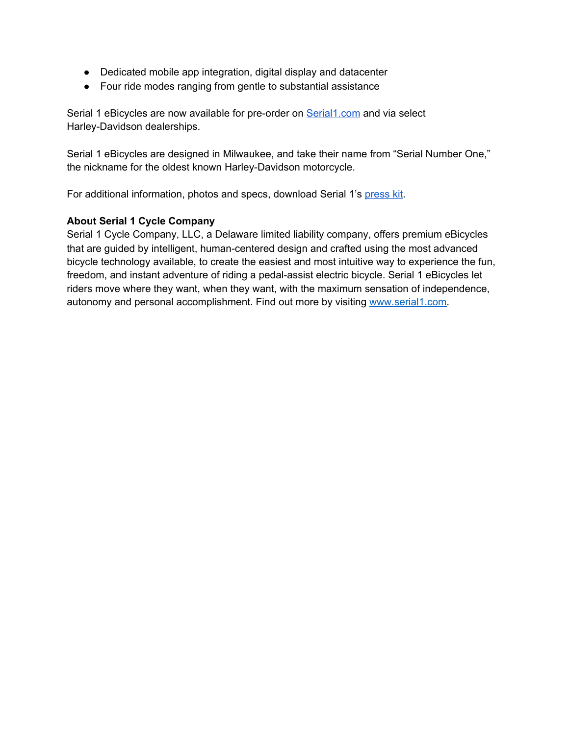- Dedicated mobile app integration, digital display and datacenter
- Four ride modes ranging from gentle to substantial assistance

Serial 1 eBicycles are now available for pre-order on [Serial1.com](Serial1.com) and via select Harley-Davidson dealerships.

Serial 1 eBicycles are designed in Milwaukee, and take their name from "Serial Number One," the nickname for the oldest known Harley-Davidson motorcycle.

For additional information, photos and specs, download Serial 1's press kit.

**About Serial 1 Cycle Company**

Serial 1 Cycle Company, LLC, a Delaware limited liability company, offers premium eBicycles that are guided by intelligent, human-centered design and crafted using the most advanced bicycle technology available, to create the easiest and most intuitive way to experience the fun, freedom, and instant adventure of riding a pedal-assist electric bicycle. Serial 1 eBicycles let riders move where they want, when they want, with the maximum sensation of independence, autonomy and personal accomplishment. Find out more by visiting [www.serial1.com](www.serial1.com).